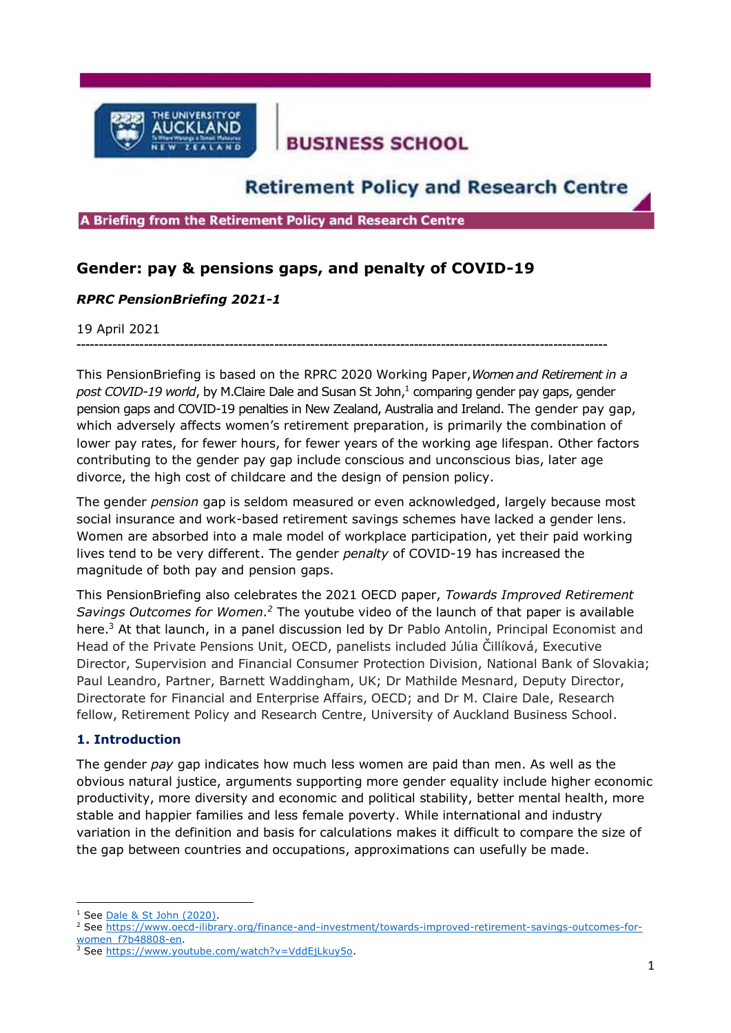THE UNIVERSITY OF AUCKLAND

BUSINESS SCHOOL

Retirement Policy and Research Centre

**A Briefing from the Retirement Policy and Research Centre**

# Gender: pay & pensions gaps, and penalty of COVID-19

***RPRC PensionBriefing 2021-1***

19 April 2021

---

This PensionBriefing is based on the RPRC 2020 Working Paper, *Women and Retirement in a post COVID-19 world*, by M.Claire Dale and Susan St John,[1] comparing gender pay gaps, gender pension gaps and COVID-19 penalties in New Zealand, Australia and Ireland. The gender pay gap, which adversely affects women's retirement preparation, is primarily the combination of lower pay rates, for fewer hours, for fewer years of the working age lifespan. Other factors contributing to the gender pay gap include conscious and unconscious bias, later age divorce, the high cost of childcare and the design of pension policy.

The gender *pension* gap is seldom measured or even acknowledged, largely because most social insurance and work-based retirement savings schemes have lacked a gender lens. Women are absorbed into a male model of workplace participation, yet their paid working lives tend to be very different. The gender *penalty* of COVID-19 has increased the magnitude of both pay and pension gaps.

This PensionBriefing also celebrates the 2021 OECD paper, *Towards Improved Retirement Savings Outcomes for Women.*[2] The youtube video of the launch of that paper is available here.[3] At that launch, in a panel discussion led by Dr Pablo Antolin, Principal Economist and Head of the Private Pensions Unit, OECD, panelists included Júlia Čillíková, Executive Director, Supervision and Financial Consumer Protection Division, National Bank of Slovakia; Paul Leandro, Partner, Barnett Waddingham, UK; Dr Mathilde Mesnard, Deputy Director, Directorate for Financial and Enterprise Affairs, OECD; and Dr M. Claire Dale, Research fellow, Retirement Policy and Research Centre, University of Auckland Business School.

## 1. Introduction

The gender *pay* gap indicates how much less women are paid than men. As well as the obvious natural justice, arguments supporting more gender equality include higher economic productivity, more diversity and economic and political stability, better mental health, more stable and happier families and less female poverty. While international and industry variation in the definition and basis for calculations makes it difficult to compare the size of the gap between countries and occupations, approximations can usefully be made.

---

[1] See Dale & St John (2020).

[2] See https://www.oecd-ilibrary.org/finance-and-investment/towards-improved-retirement-savings-outcomes-for-women_f7b48808-en.

[3] See https://www.youtube.com/watch?v=VddEjLkuy5o.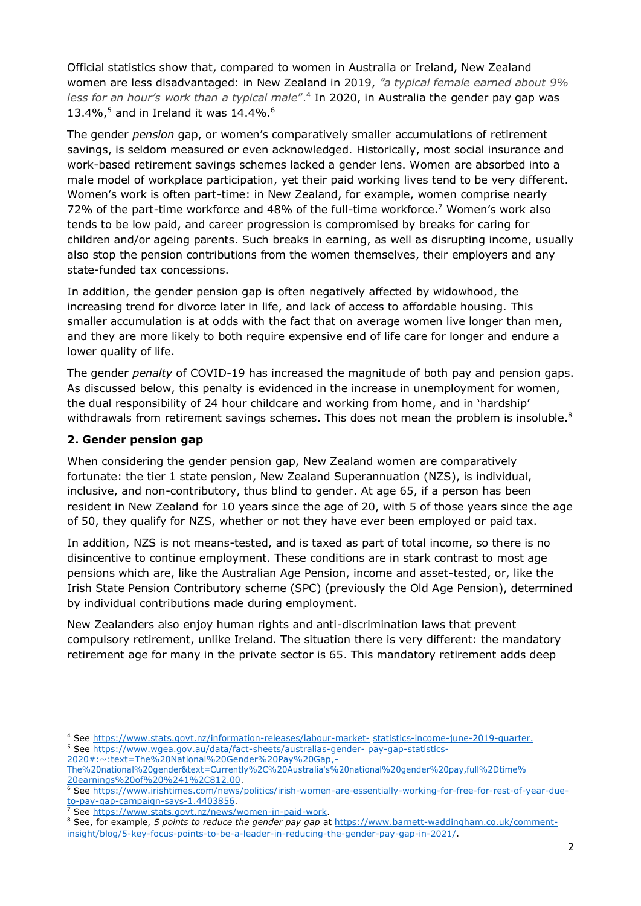Official statistics show that, compared to women in Australia or Ireland, New Zealand women are less disadvantaged: in New Zealand in 2019, *"a typical female earned about 9% less for an hour's work than a typical male*".[4] In 2020, in Australia the gender pay gap was 13.4%,[5] and in Ireland it was 14.4%.[6]

The gender *pension* gap, or women's comparatively smaller accumulations of retirement savings, is seldom measured or even acknowledged. Historically, most social insurance and work-based retirement savings schemes lacked a gender lens. Women are absorbed into a male model of workplace participation, yet their paid working lives tend to be very different. Women's work is often part-time: in New Zealand, for example, women comprise nearly 72% of the part-time workforce and 48% of the full-time workforce.[7] Women's work also tends to be low paid, and career progression is compromised by breaks for caring for children and/or ageing parents. Such breaks in earning, as well as disrupting income, usually also stop the pension contributions from the women themselves, their employers and any state-funded tax concessions.

In addition, the gender pension gap is often negatively affected by widowhood, the increasing trend for divorce later in life, and lack of access to affordable housing. This smaller accumulation is at odds with the fact that on average women live longer than men, and they are more likely to both require expensive end of life care for longer and endure a lower quality of life.

The gender *penalty* of COVID-19 has increased the magnitude of both pay and pension gaps. As discussed below, this penalty is evidenced in the increase in unemployment for women, the dual responsibility of 24 hour childcare and working from home, and in 'hardship' withdrawals from retirement savings schemes. This does not mean the problem is insoluble.[8]

## 2. Gender pension gap

When considering the gender pension gap, New Zealand women are comparatively fortunate: the tier 1 state pension, New Zealand Superannuation (NZS), is individual, inclusive, and non-contributory, thus blind to gender. At age 65, if a person has been resident in New Zealand for 10 years since the age of 20, with 5 of those years since the age of 50, they qualify for NZS, whether or not they have ever been employed or paid tax.

In addition, NZS is not means-tested, and is taxed as part of total income, so there is no disincentive to continue employment. These conditions are in stark contrast to most age pensions which are, like the Australian Age Pension, income and asset-tested, or, like the Irish State Pension Contributory scheme (SPC) (previously the Old Age Pension), determined by individual contributions made during employment.

New Zealanders also enjoy human rights and anti-discrimination laws that prevent compulsory retirement, unlike Ireland. The situation there is very different: the mandatory retirement age for many in the private sector is 65. This mandatory retirement adds deep

---

[4] See https://www.stats.govt.nz/information-releases/labour-market- statistics-income-june-2019-quarter.

[5] See https://www.wgea.gov.au/data/fact-sheets/australias-gender- pay-gap-statistics-2020#:~:text=The%20National%20Gender%20Pay%20Gap,-The%20national%20gender&text=Currently%2C%20Australia's%20national%20gender%20pay,full%2Dtime%20earnings%20of%20%241%2C812.00.

[6] See https://www.irishtimes.com/news/politics/irish-women-are-essentially-working-for-free-for-rest-of-year-due-to-pay-gap-campaign-says-1.4403856.

[7] See https://www.stats.govt.nz/news/women-in-paid-work.

[8] See, for example, *5 points to reduce the gender pay gap* at https://www.barnett-waddingham.co.uk/comment-insight/blog/5-key-focus-points-to-be-a-leader-in-reducing-the-gender-pay-gap-in-2021/.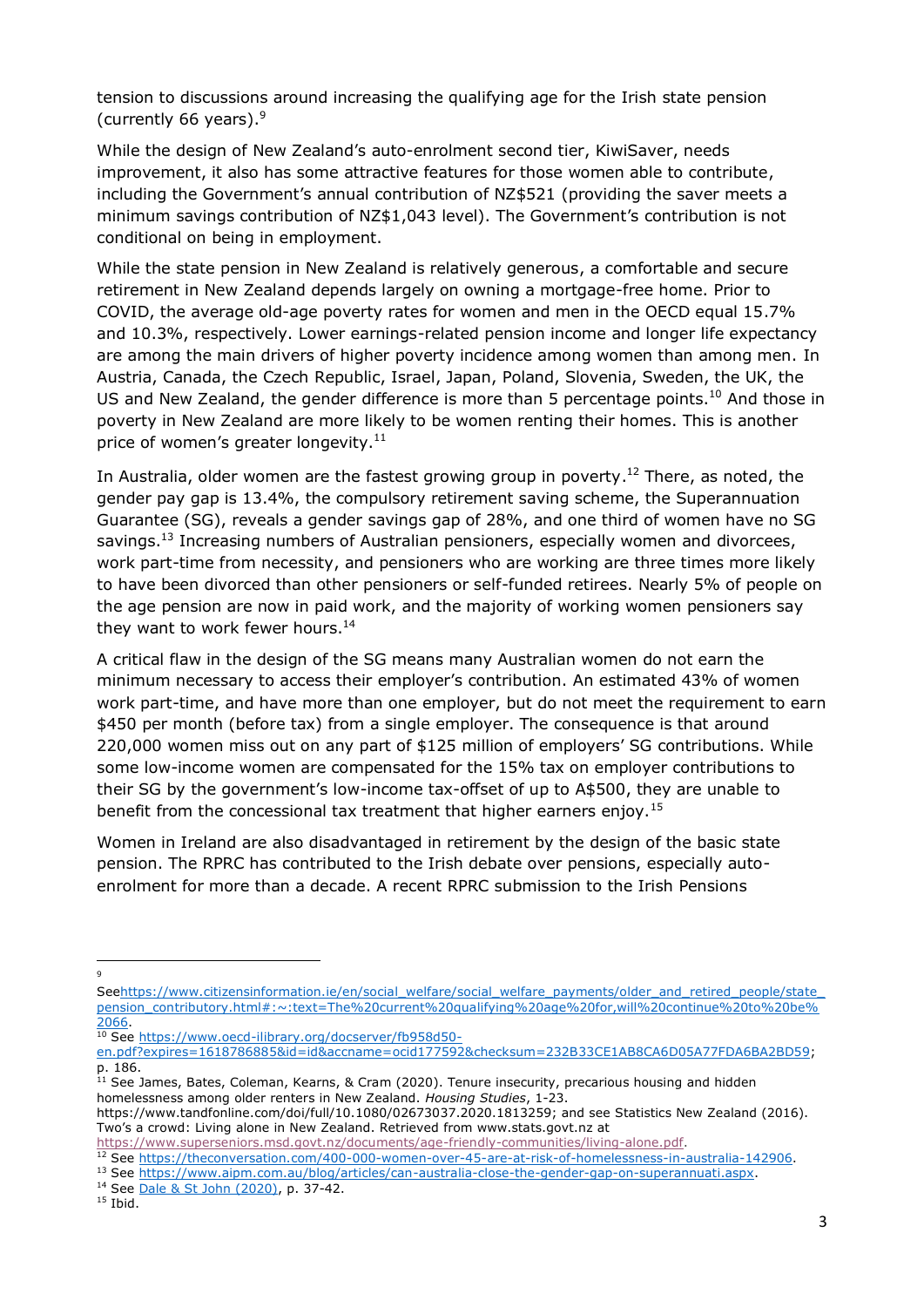tension to discussions around increasing the qualifying age for the Irish state pension (currently 66 years).[9]

While the design of New Zealand's auto-enrolment second tier, KiwiSaver, needs improvement, it also has some attractive features for those women able to contribute, including the Government's annual contribution of NZ$521 (providing the saver meets a minimum savings contribution of NZ$1,043 level). The Government's contribution is not conditional on being in employment.

While the state pension in New Zealand is relatively generous, a comfortable and secure retirement in New Zealand depends largely on owning a mortgage-free home. Prior to COVID, the average old-age poverty rates for women and men in the OECD equal 15.7% and 10.3%, respectively. Lower earnings-related pension income and longer life expectancy are among the main drivers of higher poverty incidence among women than among men. In Austria, Canada, the Czech Republic, Israel, Japan, Poland, Slovenia, Sweden, the UK, the US and New Zealand, the gender difference is more than 5 percentage points.[10] And those in poverty in New Zealand are more likely to be women renting their homes. This is another price of women's greater longevity.[11]

In Australia, older women are the fastest growing group in poverty.[12] There, as noted, the gender pay gap is 13.4%, the compulsory retirement saving scheme, the Superannuation Guarantee (SG), reveals a gender savings gap of 28%, and one third of women have no SG savings.[13] Increasing numbers of Australian pensioners, especially women and divorcees, work part-time from necessity, and pensioners who are working are three times more likely to have been divorced than other pensioners or self-funded retirees. Nearly 5% of people on the age pension are now in paid work, and the majority of working women pensioners say they want to work fewer hours.[14]

A critical flaw in the design of the SG means many Australian women do not earn the minimum necessary to access their employer's contribution. An estimated 43% of women work part-time, and have more than one employer, but do not meet the requirement to earn $450 per month (before tax) from a single employer. The consequence is that around 220,000 women miss out on any part of $125 million of employers' SG contributions. While some low-income women are compensated for the 15% tax on employer contributions to their SG by the government's low-income tax-offset of up to A$500, they are unable to benefit from the concessional tax treatment that higher earners enjoy.[15]

Women in Ireland are also disadvantaged in retirement by the design of the basic state pension. The RPRC has contributed to the Irish debate over pensions, especially auto-enrolment for more than a decade. A recent RPRC submission to the Irish Pensions

---

[9] Seehttps://www.citizensinformation.ie/en/social_welfare/social_welfare_payments/older_and_retired_people/state_pension_contributory.html#:~:text=The%20current%20qualifying%20age%20for,will%20continue%20to%20be%2066.

[10] See https://www.oecd-ilibrary.org/docserver/fb958d50-en.pdf?expires=1618786885&id=id&accname=ocid177592&checksum=232B33CE1AB8CA6D05A77FDA6BA2BD59; p. 186.

[11] See James, Bates, Coleman, Kearns, & Cram (2020). Tenure insecurity, precarious housing and hidden homelessness among older renters in New Zealand. *Housing Studies*, 1-23. https://www.tandfonline.com/doi/full/10.1080/02673037.2020.1813259; and see Statistics New Zealand (2016). Two's a crowd: Living alone in New Zealand. Retrieved from www.stats.govt.nz at https://www.superseniors.msd.govt.nz/documents/age-friendly-communities/living-alone.pdf.

[12] See https://theconversation.com/400-000-women-over-45-are-at-risk-of-homelessness-in-australia-142906.

[13] See https://www.aipm.com.au/blog/articles/can-australia-close-the-gender-gap-on-superannuati.aspx.

[14] See Dale & St John (2020), p. 37-42.

[15] Ibid.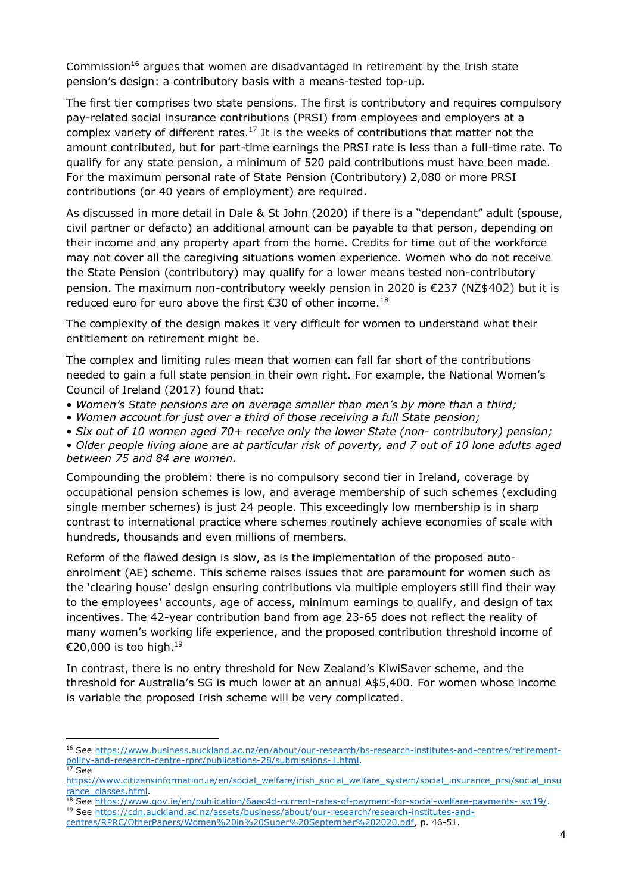Commission[16] argues that women are disadvantaged in retirement by the Irish state pension's design: a contributory basis with a means-tested top-up.

The first tier comprises two state pensions. The first is contributory and requires compulsory pay-related social insurance contributions (PRSI) from employees and employers at a complex variety of different rates.[17] It is the weeks of contributions that matter not the amount contributed, but for part-time earnings the PRSI rate is less than a full-time rate. To qualify for any state pension, a minimum of 520 paid contributions must have been made. For the maximum personal rate of State Pension (Contributory) 2,080 or more PRSI contributions (or 40 years of employment) are required.

As discussed in more detail in Dale & St John (2020) if there is a "dependant" adult (spouse, civil partner or defacto) an additional amount can be payable to that person, depending on their income and any property apart from the home. Credits for time out of the workforce may not cover all the caregiving situations women experience. Women who do not receive the State Pension (contributory) may qualify for a lower means tested non-contributory pension. The maximum non-contributory weekly pension in 2020 is €237 (NZ$402) but it is reduced euro for euro above the first €30 of other income.[18]

The complexity of the design makes it very difficult for women to understand what their entitlement on retirement might be.

The complex and limiting rules mean that women can fall far short of the contributions needed to gain a full state pension in their own right. For example, the National Women's Council of Ireland (2017) found that:

- *Women's State pensions are on average smaller than men's by more than a third;*
- *Women account for just over a third of those receiving a full State pension;*
- *Six out of 10 women aged 70+ receive only the lower State (non- contributory) pension;*
- *Older people living alone are at particular risk of poverty, and 7 out of 10 lone adults aged between 75 and 84 are women.*

Compounding the problem: there is no compulsory second tier in Ireland, coverage by occupational pension schemes is low, and average membership of such schemes (excluding single member schemes) is just 24 people. This exceedingly low membership is in sharp contrast to international practice where schemes routinely achieve economies of scale with hundreds, thousands and even millions of members.

Reform of the flawed design is slow, as is the implementation of the proposed auto-enrolment (AE) scheme. This scheme raises issues that are paramount for women such as the 'clearing house' design ensuring contributions via multiple employers still find their way to the employees' accounts, age of access, minimum earnings to qualify, and design of tax incentives. The 42-year contribution band from age 23-65 does not reflect the reality of many women's working life experience, and the proposed contribution threshold income of €20,000 is too high.[19]

In contrast, there is no entry threshold for New Zealand's KiwiSaver scheme, and the threshold for Australia's SG is much lower at an annual A$5,400. For women whose income is variable the proposed Irish scheme will be very complicated.

---

[16] See https://www.business.auckland.ac.nz/en/about/our-research/bs-research-institutes-and-centres/retirement-policy-and-research-centre-rprc/publications-28/submissions-1.html.

[17] See https://www.citizensinformation.ie/en/social_welfare/irish_social_welfare_system/social_insurance_prsi/social_insurance_classes.html.

[18] See https://www.gov.ie/en/publication/6aec4d-current-rates-of-payment-for-social-welfare-payments- sw19/.

[19] See https://cdn.auckland.ac.nz/assets/business/about/our-research/research-institutes-and-centres/RPRC/OtherPapers/Women%20in%20Super%20September%202020.pdf, p. 46-51.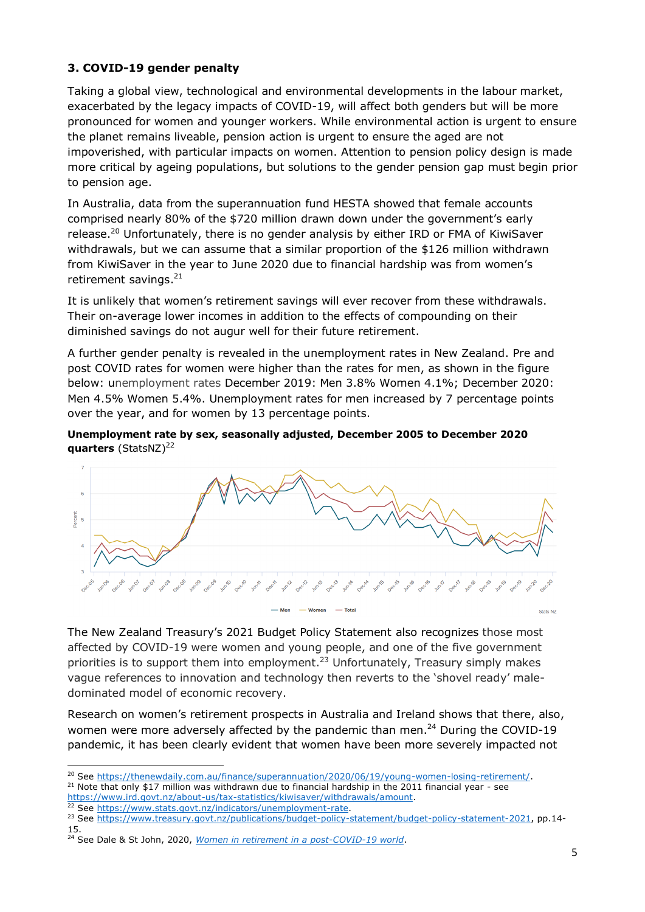### 3. COVID-19 gender penalty

Taking a global view, technological and environmental developments in the labour market, exacerbated by the legacy impacts of COVID-19, will affect both genders but will be more pronounced for women and younger workers. While environmental action is urgent to ensure the planet remains liveable, pension action is urgent to ensure the aged are not impoverished, with particular impacts on women. Attention to pension policy design is made more critical by ageing populations, but solutions to the gender pension gap must begin prior to pension age.

In Australia, data from the superannuation fund HESTA showed that female accounts comprised nearly 80% of the $720 million drawn down under the government's early release.[20] Unfortunately, there is no gender analysis by either IRD or FMA of KiwiSaver withdrawals, but we can assume that a similar proportion of the $126 million withdrawn from KiwiSaver in the year to June 2020 due to financial hardship was from women's retirement savings.[21]

It is unlikely that women's retirement savings will ever recover from these withdrawals. Their on-average lower incomes in addition to the effects of compounding on their diminished savings do not augur well for their future retirement.

A further gender penalty is revealed in the unemployment rates in New Zealand. Pre and post COVID rates for women were higher than the rates for men, as shown in the figure below: unemployment rates December 2019: Men 3.8% Women 4.1%; December 2020: Men 4.5% Women 5.4%. Unemployment rates for men increased by 7 percentage points over the year, and for women by 13 percentage points.

**Unemployment rate by sex, seasonally adjusted, December 2005 to December 2020 quarters** (StatsNZ)[22]

The New Zealand Treasury's 2021 Budget Policy Statement also recognizes those most affected by COVID-19 were women and young people, and one of the five government priorities is to support them into employment.[23] Unfortunately, Treasury simply makes vague references to innovation and technology then reverts to the 'shovel ready' male-dominated model of economic recovery.

Research on women's retirement prospects in Australia and Ireland shows that there, also, women were more adversely affected by the pandemic than men.[24] During the COVID-19 pandemic, it has been clearly evident that women have been more severely impacted not

---

[20] See https://thenewdaily.com.au/finance/superannuation/2020/06/19/young-women-losing-retirement/.

[21] Note that only $17 million was withdrawn due to financial hardship in the 2011 financial year - see https://www.ird.govt.nz/about-us/tax-statistics/kiwisaver/withdrawals/amount.

[22] See https://www.stats.govt.nz/indicators/unemployment-rate.

[23] See https://www.treasury.govt.nz/publications/budget-policy-statement/budget-policy-statement-2021, pp.14-15.

[24] See Dale & St John, 2020, *Women in retirement in a post-COVID-19 world*.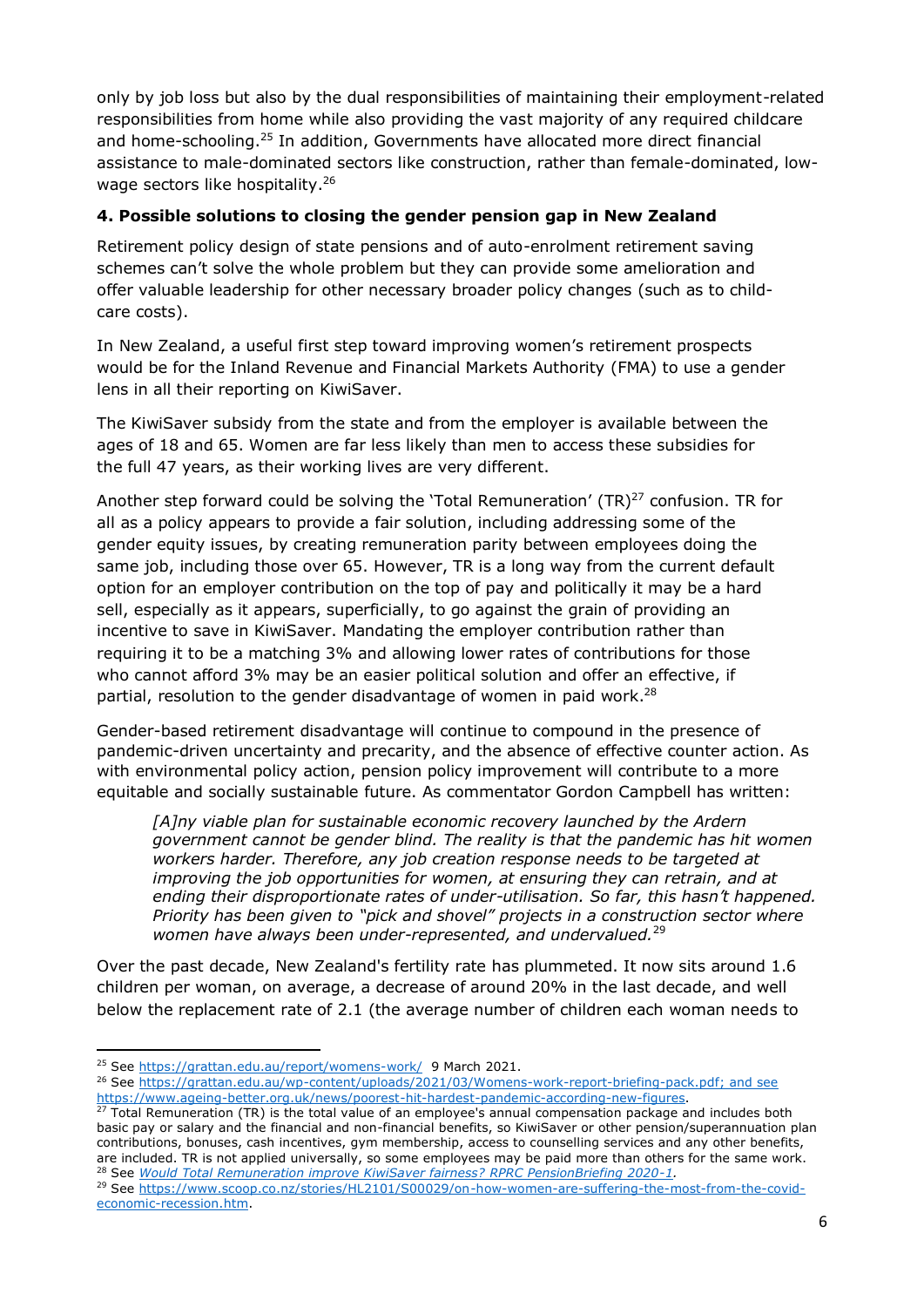only by job loss but also by the dual responsibilities of maintaining their employment-related responsibilities from home while also providing the vast majority of any required childcare and home-schooling.[25] In addition, Governments have allocated more direct financial assistance to male-dominated sectors like construction, rather than female-dominated, low-wage sectors like hospitality.[26]

### 4. Possible solutions to closing the gender pension gap in New Zealand

Retirement policy design of state pensions and of auto-enrolment retirement saving schemes can't solve the whole problem but they can provide some amelioration and offer valuable leadership for other necessary broader policy changes (such as to child-care costs).

In New Zealand, a useful first step toward improving women's retirement prospects would be for the Inland Revenue and Financial Markets Authority (FMA) to use a gender lens in all their reporting on KiwiSaver.

The KiwiSaver subsidy from the state and from the employer is available between the ages of 18 and 65. Women are far less likely than men to access these subsidies for the full 47 years, as their working lives are very different.

Another step forward could be solving the 'Total Remuneration' (TR)[27] confusion. TR for all as a policy appears to provide a fair solution, including addressing some of the gender equity issues, by creating remuneration parity between employees doing the same job, including those over 65. However, TR is a long way from the current default option for an employer contribution on the top of pay and politically it may be a hard sell, especially as it appears, superficially, to go against the grain of providing an incentive to save in KiwiSaver. Mandating the employer contribution rather than requiring it to be a matching 3% and allowing lower rates of contributions for those who cannot afford 3% may be an easier political solution and offer an effective, if partial, resolution to the gender disadvantage of women in paid work.[28]

Gender-based retirement disadvantage will continue to compound in the presence of pandemic-driven uncertainty and precarity, and the absence of effective counter action. As with environmental policy action, pension policy improvement will contribute to a more equitable and socially sustainable future. As commentator Gordon Campbell has written:

> *[A]ny viable plan for sustainable economic recovery launched by the Ardern government cannot be gender blind. The reality is that the pandemic has hit women workers harder. Therefore, any job creation response needs to be targeted at improving the job opportunities for women, at ensuring they can retrain, and at ending their disproportionate rates of under-utilisation. So far, this hasn't happened. Priority has been given to "pick and shovel" projects in a construction sector where women have always been under-represented, and undervalued.*[29]

Over the past decade, New Zealand's fertility rate has plummeted. It now sits around 1.6 children per woman, on average, a decrease of around 20% in the last decade, and well below the replacement rate of 2.1 (the average number of children each woman needs to

---

[25] See https://grattan.edu.au/report/womens-work/ 9 March 2021.

[26] See https://grattan.edu.au/wp-content/uploads/2021/03/Womens-work-report-briefing-pack.pdf; and see https://www.ageing-better.org.uk/news/poorest-hit-hardest-pandemic-according-new-figures.

[27] Total Remuneration (TR) is the total value of an employee's annual compensation package and includes both basic pay or salary and the financial and non-financial benefits, so KiwiSaver or other pension/superannuation plan contributions, bonuses, cash incentives, gym membership, access to counselling services and any other benefits, are included. TR is not applied universally, so some employees may be paid more than others for the same work.

[28] See *Would Total Remuneration improve KiwiSaver fairness? RPRC PensionBriefing 2020-1*.

[29] See https://www.scoop.co.nz/stories/HL2101/S00029/on-how-women-are-suffering-the-most-from-the-covid-economic-recession.htm.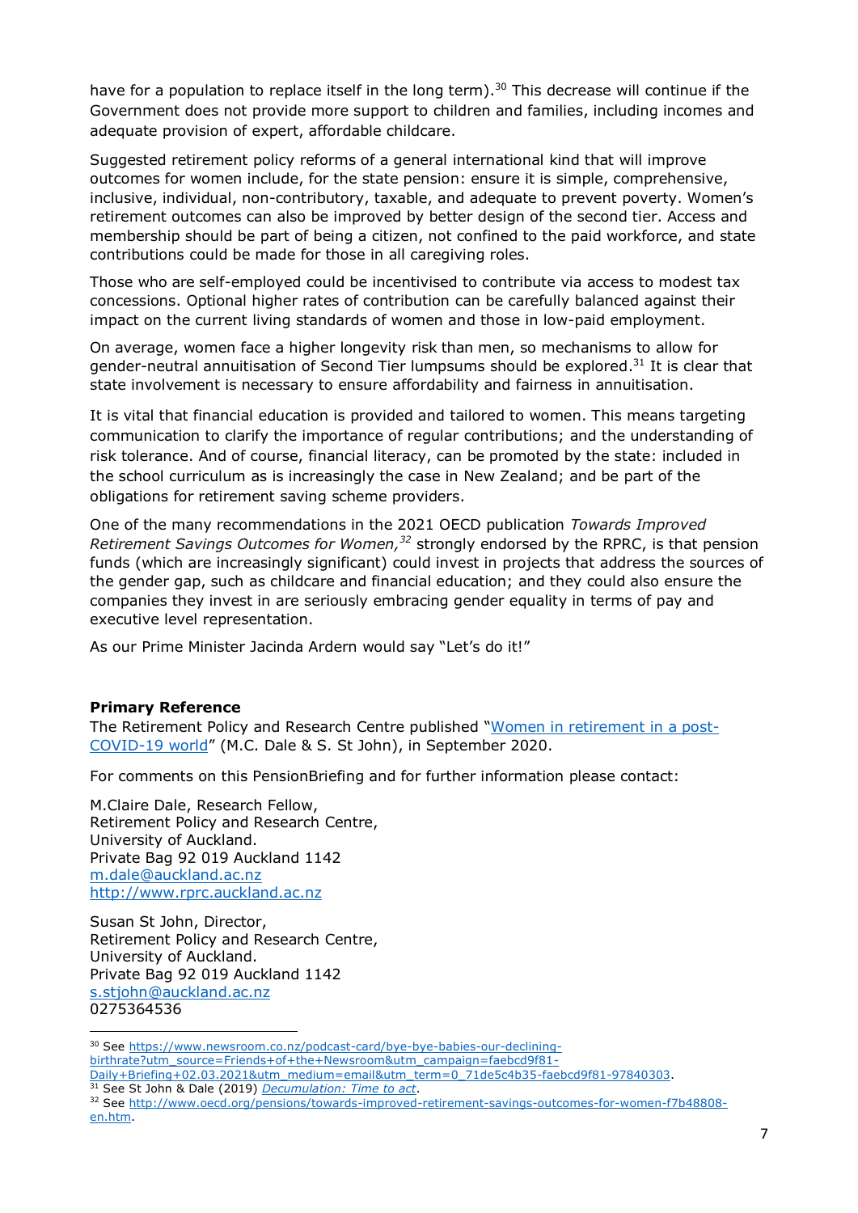have for a population to replace itself in the long term).[30] This decrease will continue if the Government does not provide more support to children and families, including incomes and adequate provision of expert, affordable childcare.

Suggested retirement policy reforms of a general international kind that will improve outcomes for women include, for the state pension: ensure it is simple, comprehensive, inclusive, individual, non-contributory, taxable, and adequate to prevent poverty. Women's retirement outcomes can also be improved by better design of the second tier. Access and membership should be part of being a citizen, not confined to the paid workforce, and state contributions could be made for those in all caregiving roles.

Those who are self-employed could be incentivised to contribute via access to modest tax concessions. Optional higher rates of contribution can be carefully balanced against their impact on the current living standards of women and those in low-paid employment.

On average, women face a higher longevity risk than men, so mechanisms to allow for gender-neutral annuitisation of Second Tier lumpsums should be explored.[31] It is clear that state involvement is necessary to ensure affordability and fairness in annuitisation.

It is vital that financial education is provided and tailored to women. This means targeting communication to clarify the importance of regular contributions; and the understanding of risk tolerance. And of course, financial literacy, can be promoted by the state: included in the school curriculum as is increasingly the case in New Zealand; and be part of the obligations for retirement saving scheme providers.

One of the many recommendations in the 2021 OECD publication *Towards Improved Retirement Savings Outcomes for Women,*[32] strongly endorsed by the RPRC, is that pension funds (which are increasingly significant) could invest in projects that address the sources of the gender gap, such as childcare and financial education; and they could also ensure the companies they invest in are seriously embracing gender equality in terms of pay and executive level representation.

As our Prime Minister Jacinda Ardern would say "Let's do it!"

**Primary Reference**

The Retirement Policy and Research Centre published "[Women in retirement in a post-COVID-19 world](#)" (M.C. Dale & S. St John), in September 2020.

For comments on this PensionBriefing and for further information please contact:

M.Claire Dale, Research Fellow,
Retirement Policy and Research Centre,
University of Auckland.
Private Bag 92 019 Auckland 1142
m.dale@auckland.ac.nz
http://www.rprc.auckland.ac.nz

Susan St John, Director,
Retirement Policy and Research Centre,
University of Auckland.
Private Bag 92 019 Auckland 1142
s.stjohn@auckland.ac.nz
0275364536

---

[30] See https://www.newsroom.co.nz/podcast-card/bye-bye-babies-our-declining-birthrate?utm_source=Friends+of+the+Newsroom&utm_campaign=faebcd9f81-Daily+Briefing+02.03.2021&utm_medium=email&utm_term=0_71de5c4b35-faebcd9f81-97840303.

[31] See St John & Dale (2019) *Decumulation: Time to act*.

[32] See http://www.oecd.org/pensions/towards-improved-retirement-savings-outcomes-for-women-f7b48808-en.htm.